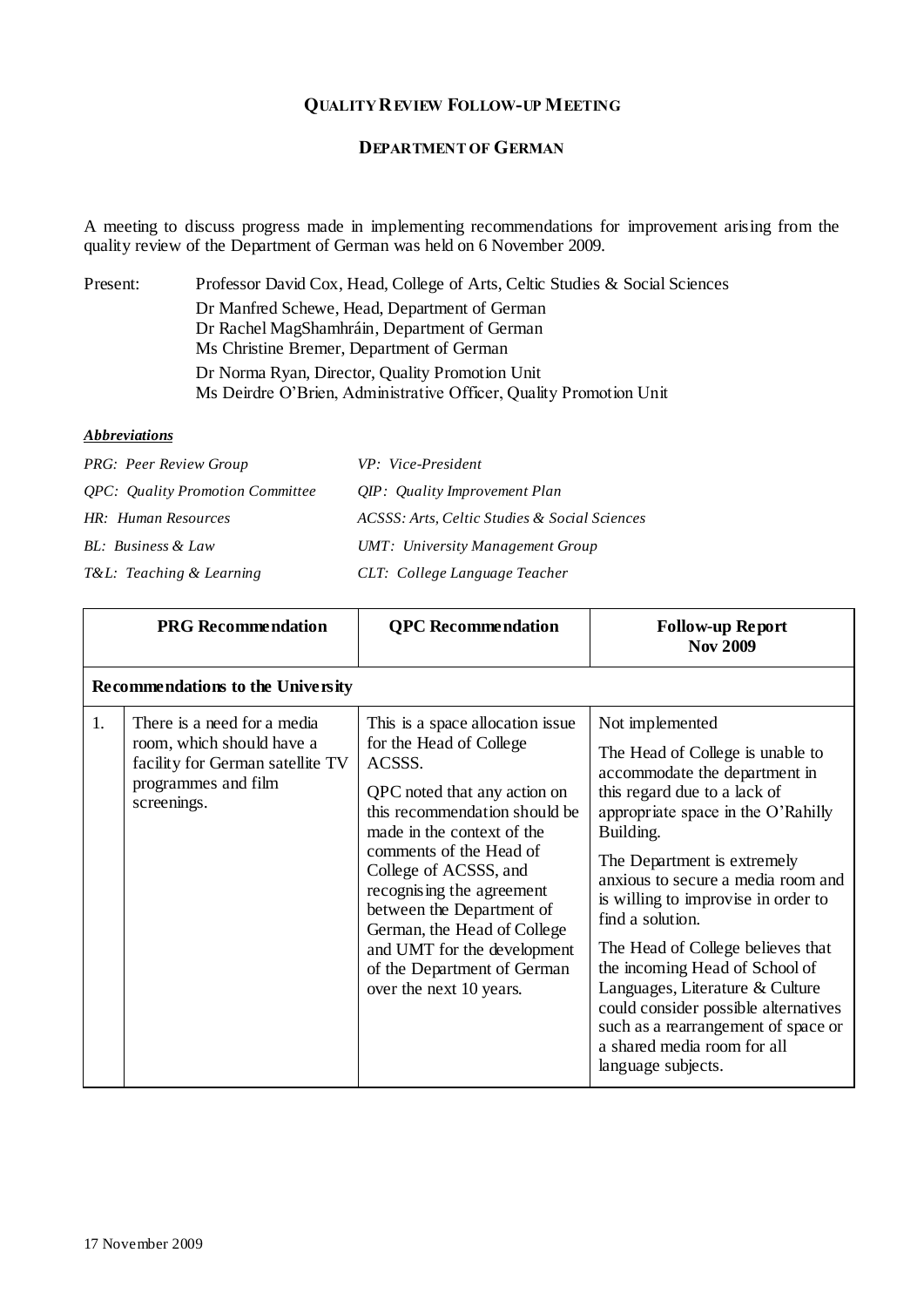# Quality Review Follow-up Meeting

## Department of German

A meeting to discuss progress made in implementing recommendations for improvement arising from the quality review of the Department of German was held on 6 November 2009.

Present:

Professor David Cox, Head, College of Arts, Celtic Studies & Social Sciences

Dr Manfred Schewe, Head, Department of German
Dr Rachel MagShamhráin, Department of German
Ms Christine Bremer, Department of German

Dr Norma Ryan, Director, Quality Promotion Unit
Ms Deirdre O'Brien, Administrative Officer, Quality Promotion Unit

***Abbreviations***

| | |
|---|---|
| *PRG: Peer Review Group* | *VP: Vice-President* |
| *QPC: Quality Promotion Committee* | *QIP: Quality Improvement Plan* |
| *HR: Human Resources* | *ACSSS: Arts, Celtic Studies & Social Sciences* |
| *BL: Business & Law* | *UMT: University Management Group* |
| *T&L: Teaching & Learning* | *CLT: College Language Teacher* |

| | PRG Recommendation | QPC Recommendation | Follow-up Report Nov 2009 |
|---|---|---|---|
| **Recommendations to the University** | | | |
| 1. | There is a need for a media room, which should have a facility for German satellite TV programmes and film screenings. | This is a space allocation issue for the Head of College ACSSS.<br><br>QPC noted that any action on this recommendation should be made in the context of the comments of the Head of College of ACSSS, and recognising the agreement between the Department of German, the Head of College and UMT for the development of the Department of German over the next 10 years. | Not implemented<br><br>The Head of College is unable to accommodate the department in this regard due to a lack of appropriate space in the O'Rahilly Building.<br><br>The Department is extremely anxious to secure a media room and is willing to improvise in order to find a solution.<br><br>The Head of College believes that the incoming Head of School of Languages, Literature & Culture could consider possible alternatives such as a rearrangement of space or a shared media room for all language subjects. |

17 November 2009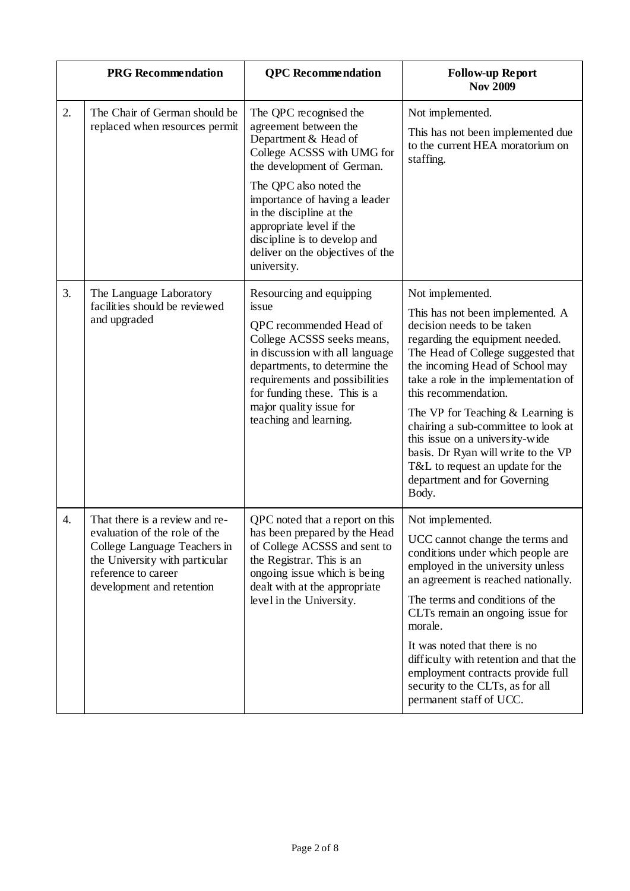| | PRG Recommendation | QPC Recommendation | Follow-up Report Nov 2009 |
|---|---|---|---|
| 2. | The Chair of German should be replaced when resources permit | The QPC recognised the agreement between the Department & Head of College ACSSS with UMG for the development of German.<br><br>The QPC also noted the importance of having a leader in the discipline at the appropriate level if the discipline is to develop and deliver on the objectives of the university. | Not implemented.<br><br>This has not been implemented due to the current HEA moratorium on staffing. |
| 3. | The Language Laboratory facilities should be reviewed and upgraded | Resourcing and equipping issue<br><br>QPC recommended Head of College ACSSS seeks means, in discussion with all language departments, to determine the requirements and possibilities for funding these. This is a major quality issue for teaching and learning. | Not implemented.<br><br>This has not been implemented. A decision needs to be taken regarding the equipment needed. The Head of College suggested that the incoming Head of School may take a role in the implementation of this recommendation.<br><br>The VP for Teaching & Learning is chairing a sub-committee to look at this issue on a university-wide basis. Dr Ryan will write to the VP T&L to request an update for the department and for Governing Body. |
| 4. | That there is a review and re-evaluation of the role of the College Language Teachers in the University with particular reference to career development and retention | QPC noted that a report on this has been prepared by the Head of College ACSSS and sent to the Registrar. This is an ongoing issue which is being dealt with at the appropriate level in the University. | Not implemented.<br><br>UCC cannot change the terms and conditions under which people are employed in the university unless an agreement is reached nationally.<br><br>The terms and conditions of the CLTs remain an ongoing issue for morale.<br><br>It was noted that there is no difficulty with retention and that the employment contracts provide full security to the CLTs, as for all permanent staff of UCC. |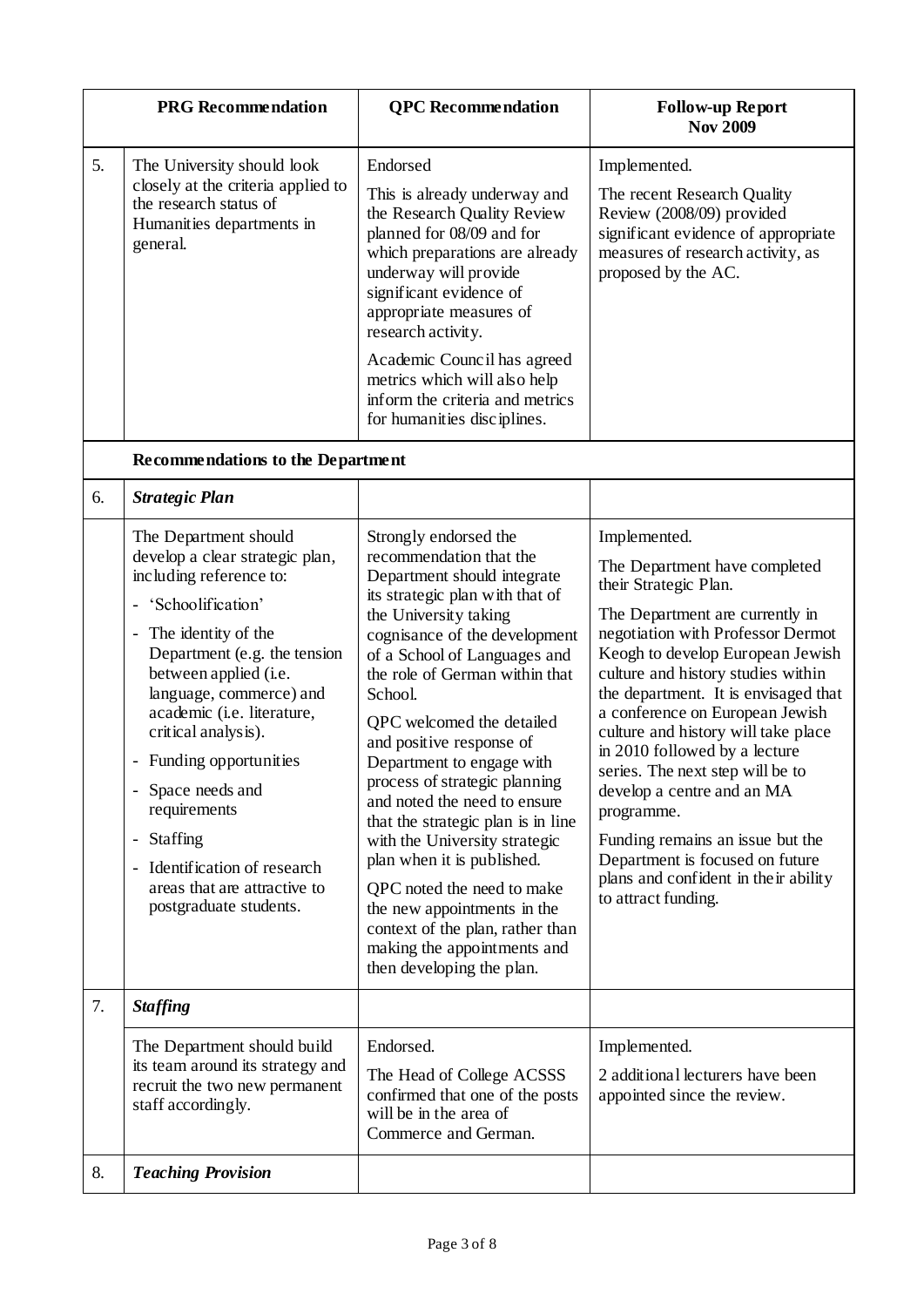| | PRG Recommendation | QPC Recommendation | Follow-up Report Nov 2009 |
|---|---|---|---|
| 5. | The University should look closely at the criteria applied to the research status of Humanities departments in general. | Endorsed<br><br>This is already underway and the Research Quality Review planned for 08/09 and for which preparations are already underway will provide significant evidence of appropriate measures of research activity.<br><br>Academic Council has agreed metrics which will also help inform the criteria and metrics for humanities disciplines. | Implemented.<br><br>The recent Research Quality Review (2008/09) provided significant evidence of appropriate measures of research activity, as proposed by the AC. |
| | **Recommendations to the Department** | | |
| 6. | ***Strategic Plan*** | | |
| | The Department should develop a clear strategic plan, including reference to:<br>- 'Schoolification'<br>- The identity of the Department (e.g. the tension between applied (i.e. language, commerce) and academic (i.e. literature, critical analysis).<br>- Funding opportunities<br>- Space needs and requirements<br>- Staffing<br>- Identification of research areas that are attractive to postgraduate students. | Strongly endorsed the recommendation that the Department should integrate its strategic plan with that of the University taking cognisance of the development of a School of Languages and the role of German within that School.<br><br>QPC welcomed the detailed and positive response of Department to engage with process of strategic planning and noted the need to ensure that the strategic plan is in line with the University strategic plan when it is published.<br><br>QPC noted the need to make the new appointments in the context of the plan, rather than making the appointments and then developing the plan. | Implemented.<br><br>The Department have completed their Strategic Plan.<br><br>The Department are currently in negotiation with Professor Dermot Keogh to develop European Jewish culture and history studies within the department. It is envisaged that a conference on European Jewish culture and history will take place in 2010 followed by a lecture series. The next step will be to develop a centre and an MA programme.<br><br>Funding remains an issue but the Department is focused on future plans and confident in their ability to attract funding. |
| 7. | ***Staffing*** | | |
| | The Department should build its team around its strategy and recruit the two new permanent staff accordingly. | Endorsed.<br><br>The Head of College ACSSS confirmed that one of the posts will be in the area of Commerce and German. | Implemented.<br><br>2 additional lecturers have been appointed since the review. |
| 8. | ***Teaching Provision*** | | |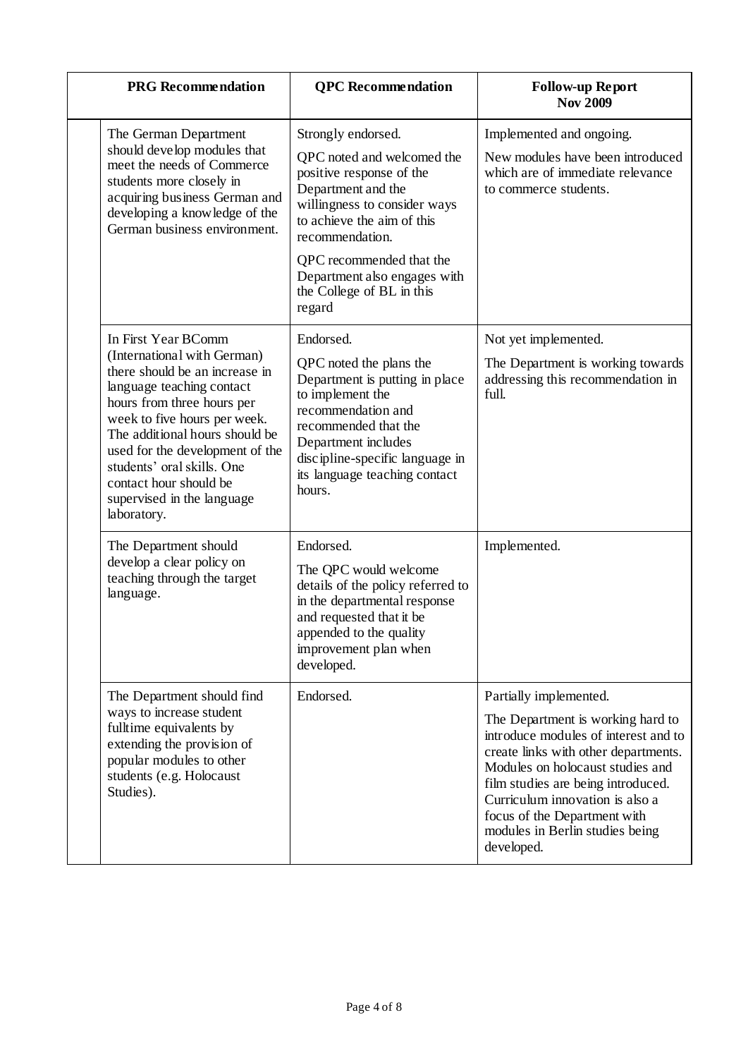| PRG Recommendation | QPC Recommendation | Follow-up Report Nov 2009 |
|---|---|---|
| The German Department should develop modules that meet the needs of Commerce students more closely in acquiring business German and developing a knowledge of the German business environment. | Strongly endorsed.<br><br>QPC noted and welcomed the positive response of the Department and the willingness to consider ways to achieve the aim of this recommendation.<br><br>QPC recommended that the Department also engages with the College of BL in this regard | Implemented and ongoing.<br><br>New modules have been introduced which are of immediate relevance to commerce students. |
| In First Year BComm (International with German) there should be an increase in language teaching contact hours from three hours per week to five hours per week. The additional hours should be used for the development of the students' oral skills. One contact hour should be supervised in the language laboratory. | Endorsed.<br><br>QPC noted the plans the Department is putting in place to implement the recommendation and recommended that the Department includes discipline-specific language in its language teaching contact hours. | Not yet implemented.<br><br>The Department is working towards addressing this recommendation in full. |
| The Department should develop a clear policy on teaching through the target language. | Endorsed.<br><br>The QPC would welcome details of the policy referred to in the departmental response and requested that it be appended to the quality improvement plan when developed. | Implemented. |
| The Department should find ways to increase student fulltime equivalents by extending the provision of popular modules to other students (e.g. Holocaust Studies). | Endorsed. | Partially implemented.<br><br>The Department is working hard to introduce modules of interest and to create links with other departments. Modules on holocaust studies and film studies are being introduced. Curriculum innovation is also a focus of the Department with modules in Berlin studies being developed. |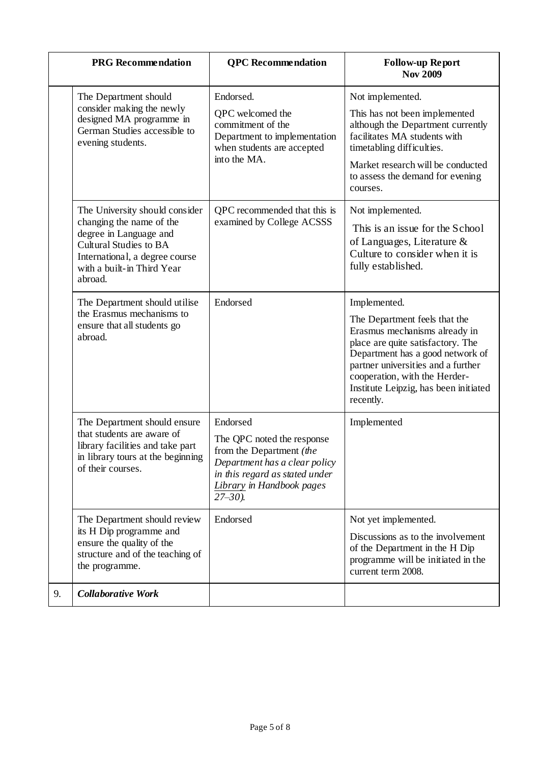| | PRG Recommendation | QPC Recommendation | Follow-up Report Nov 2009 |
|---|---|---|---|
| | The Department should consider making the newly designed MA programme in German Studies accessible to evening students. | Endorsed.<br><br>QPC welcomed the commitment of the Department to implementation when students are accepted into the MA. | Not implemented.<br><br>This has not been implemented although the Department currently facilitates MA students with timetabling difficulties.<br><br>Market research will be conducted to assess the demand for evening courses. |
| | The University should consider changing the name of the degree in Language and Cultural Studies to BA International, a degree course with a built-in Third Year abroad. | QPC recommended that this is examined by College ACSSS | Not implemented.<br><br>This is an issue for the School of Languages, Literature & Culture to consider when it is fully established. |
| | The Department should utilise the Erasmus mechanisms to ensure that all students go abroad. | Endorsed | Implemented.<br><br>The Department feels that the Erasmus mechanisms already in place are quite satisfactory. The Department has a good network of partner universities and a further cooperation, with the Herder-Institute Leipzig, has been initiated recently. |
| | The Department should ensure that students are aware of library facilities and take part in library tours at the beginning of their courses. | Endorsed<br><br>The QPC noted the response from the Department *(the Department has a clear policy in this regard as stated under Library in Handbook pages 27–30).* | Implemented |
| | The Department should review its H Dip programme and ensure the quality of the structure and of the teaching of the programme. | Endorsed | Not yet implemented.<br><br>Discussions as to the involvement of the Department in the H Dip programme will be initiated in the current term 2008. |
| 9. | ***Collaborative Work*** | | |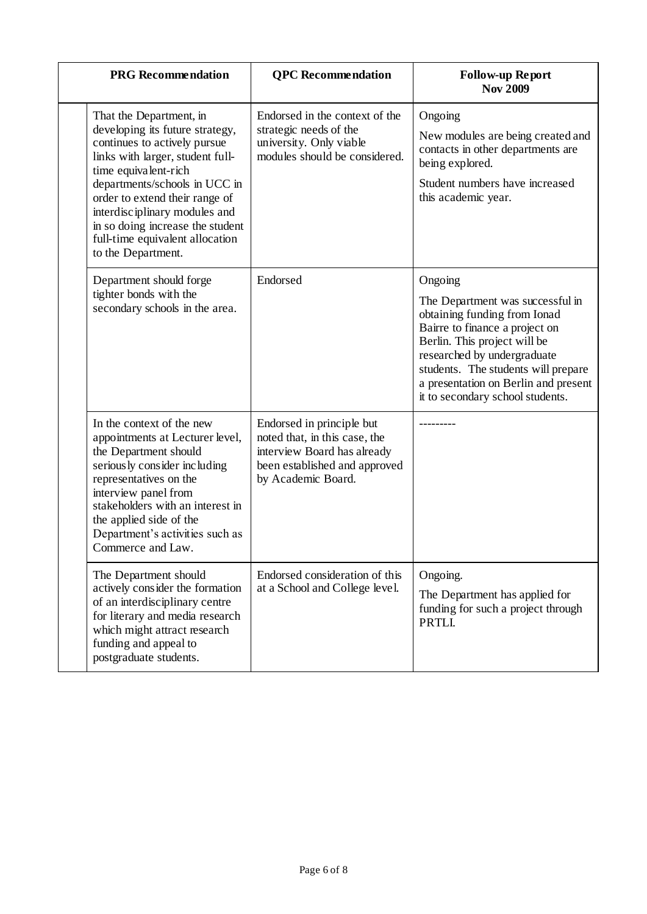| PRG Recommendation | QPC Recommendation | Follow-up Report Nov 2009 |
|---|---|---|
| That the Department, in developing its future strategy, continues to actively pursue links with larger, student full-time equivalent-rich departments/schools in UCC in order to extend their range of interdisciplinary modules and in so doing increase the student full-time equivalent allocation to the Department. | Endorsed in the context of the strategic needs of the university. Only viable modules should be considered. | Ongoing<br><br>New modules are being created and contacts in other departments are being explored.<br><br>Student numbers have increased this academic year. |
| Department should forge tighter bonds with the secondary schools in the area. | Endorsed | Ongoing<br><br>The Department was successful in obtaining funding from Ionad Bairre to finance a project on Berlin. This project will be researched by undergraduate students. The students will prepare a presentation on Berlin and present it to secondary school students. |
| In the context of the new appointments at Lecturer level, the Department should seriously consider including representatives on the interview panel from stakeholders with an interest in the applied side of the Department's activities such as Commerce and Law. | Endorsed in principle but noted that, in this case, the interview Board has already been established and approved by Academic Board. | --------- |
| The Department should actively consider the formation of an interdisciplinary centre for literary and media research which might attract research funding and appeal to postgraduate students. | Endorsed consideration of this at a School and College level. | Ongoing.<br><br>The Department has applied for funding for such a project through PRTLI. |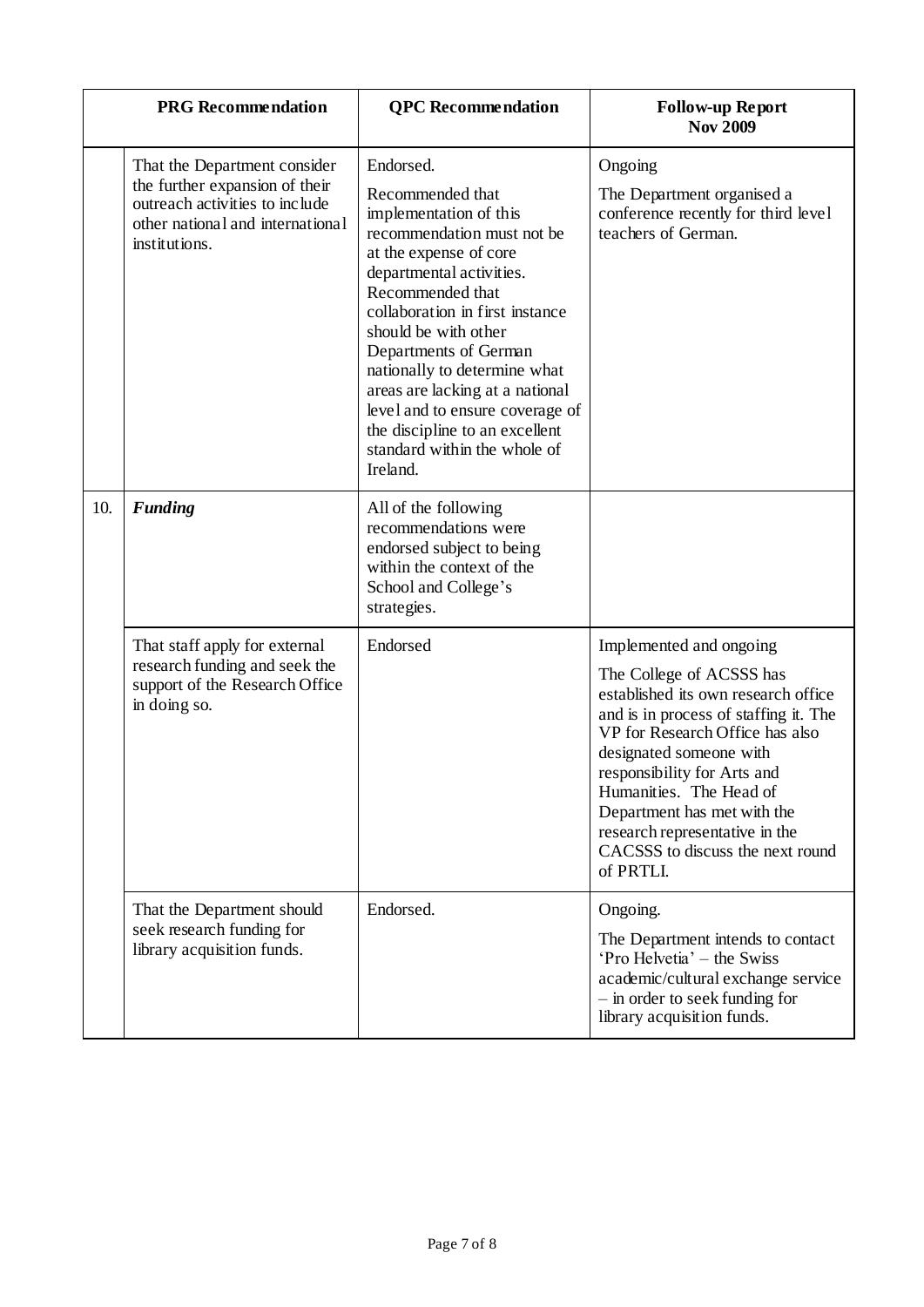| | PRG Recommendation | QPC Recommendation | Follow-up Report Nov 2009 |
|---|---|---|---|
| | That the Department consider the further expansion of their outreach activities to include other national and international institutions. | Endorsed. Recommended that implementation of this recommendation must not be at the expense of core departmental activities. Recommended that collaboration in first instance should be with other Departments of German nationally to determine what areas are lacking at a national level and to ensure coverage of the discipline to an excellent standard within the whole of Ireland. | Ongoing The Department organised a conference recently for third level teachers of German. |
| 10. | ***Funding*** | All of the following recommendations were endorsed subject to being within the context of the School and College's strategies. | |
| | That staff apply for external research funding and seek the support of the Research Office in doing so. | Endorsed | Implemented and ongoing The College of ACSSS has established its own research office and is in process of staffing it. The VP for Research Office has also designated someone with responsibility for Arts and Humanities. The Head of Department has met with the research representative in the CACSSS to discuss the next round of PRTLI. |
| | That the Department should seek research funding for library acquisition funds. | Endorsed. | Ongoing. The Department intends to contact 'Pro Helvetia' – the Swiss academic/cultural exchange service – in order to seek funding for library acquisition funds. |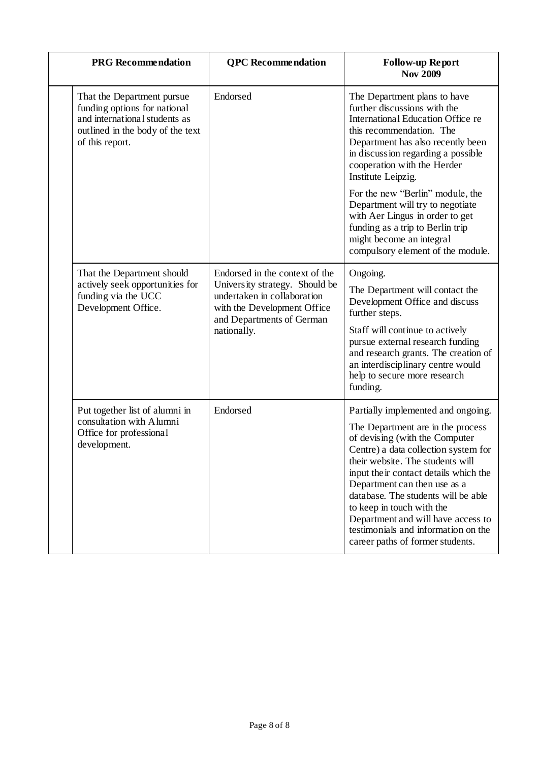| | PRG Recommendation | QPC Recommendation | Follow-up Report Nov 2009 |
|---|---|---|---|
| | That the Department pursue funding options for national and international students as outlined in the body of the text of this report. | Endorsed | The Department plans to have further discussions with the International Education Office re this recommendation. The Department has also recently been in discussion regarding a possible cooperation with the Herder Institute Leipzig.<br><br>For the new "Berlin" module, the Department will try to negotiate with Aer Lingus in order to get funding as a trip to Berlin trip might become an integral compulsory element of the module. |
| | That the Department should actively seek opportunities for funding via the UCC Development Office. | Endorsed in the context of the University strategy. Should be undertaken in collaboration with the Development Office and Departments of German nationally. | Ongoing.<br><br>The Department will contact the Development Office and discuss further steps.<br><br>Staff will continue to actively pursue external research funding and research grants. The creation of an interdisciplinary centre would help to secure more research funding. |
| | Put together list of alumni in consultation with Alumni Office for professional development. | Endorsed | Partially implemented and ongoing.<br><br>The Department are in the process of devising (with the Computer Centre) a data collection system for their website. The students will input their contact details which the Department can then use as a database. The students will be able to keep in touch with the Department and will have access to testimonials and information on the career paths of former students. |